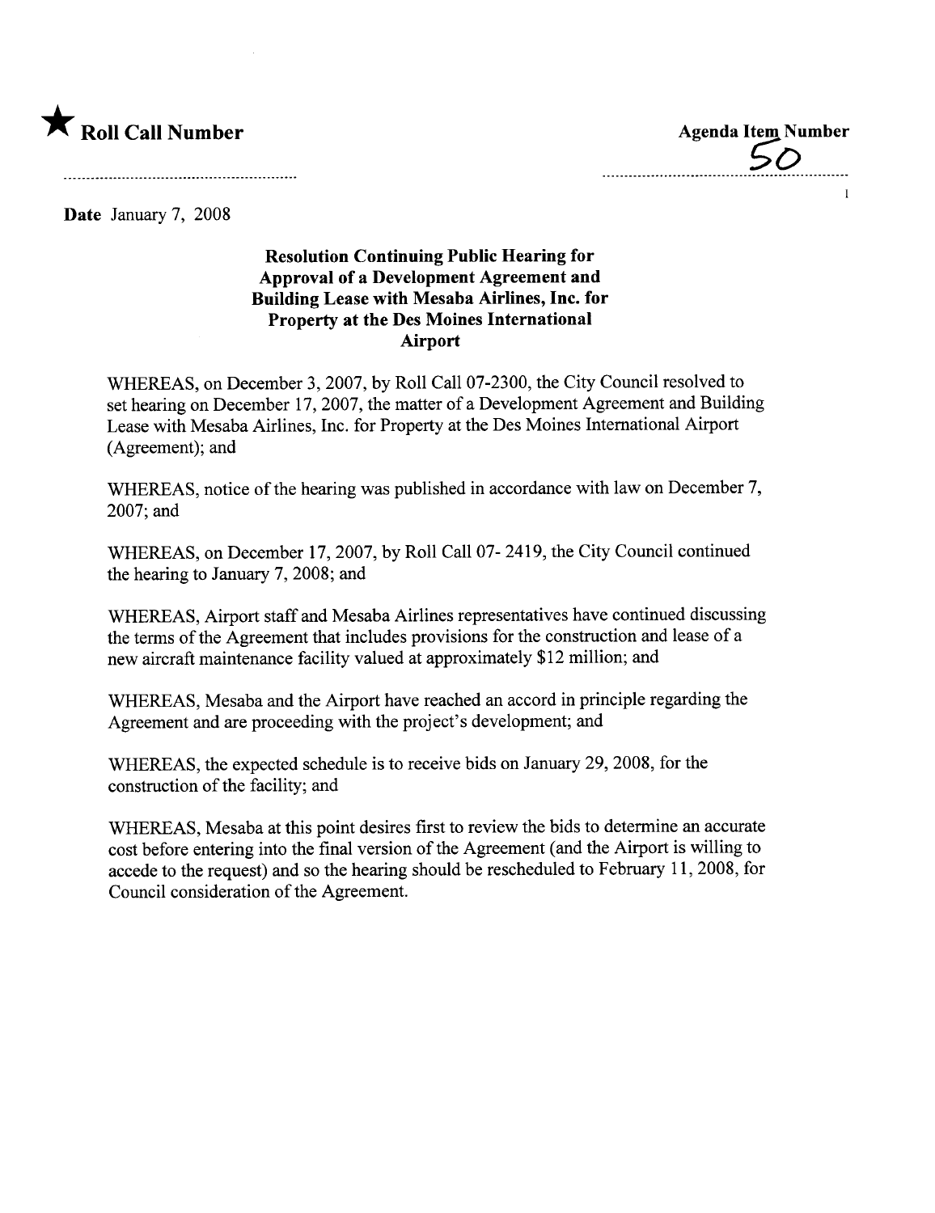★ **Roll Call Number**

**Agenda Item Number**
50

**Date** January 7, 2008

**Resolution Continuing Public Hearing for Approval of a Development Agreement and Building Lease with Mesaba Airlines, Inc. for Property at the Des Moines International Airport**

WHEREAS, on December 3, 2007, by Roll Call 07-2300, the City Council resolved to set hearing on December 17, 2007, the matter of a Development Agreement and Building Lease with Mesaba Airlines, Inc. for Property at the Des Moines International Airport (Agreement); and

WHEREAS, notice of the hearing was published in accordance with law on December 7, 2007; and

WHEREAS, on December 17, 2007, by Roll Call 07- 2419, the City Council continued the hearing to January 7, 2008; and

WHEREAS, Airport staff and Mesaba Airlines representatives have continued discussing the terms of the Agreement that includes provisions for the construction and lease of a new aircraft maintenance facility valued at approximately $12 million; and

WHEREAS, Mesaba and the Airport have reached an accord in principle regarding the Agreement and are proceeding with the project's development; and

WHEREAS, the expected schedule is to receive bids on January 29, 2008, for the construction of the facility; and

WHEREAS, Mesaba at this point desires first to review the bids to determine an accurate cost before entering into the final version of the Agreement (and the Airport is willing to accede to the request) and so the hearing should be rescheduled to February 11, 2008, for Council consideration of the Agreement.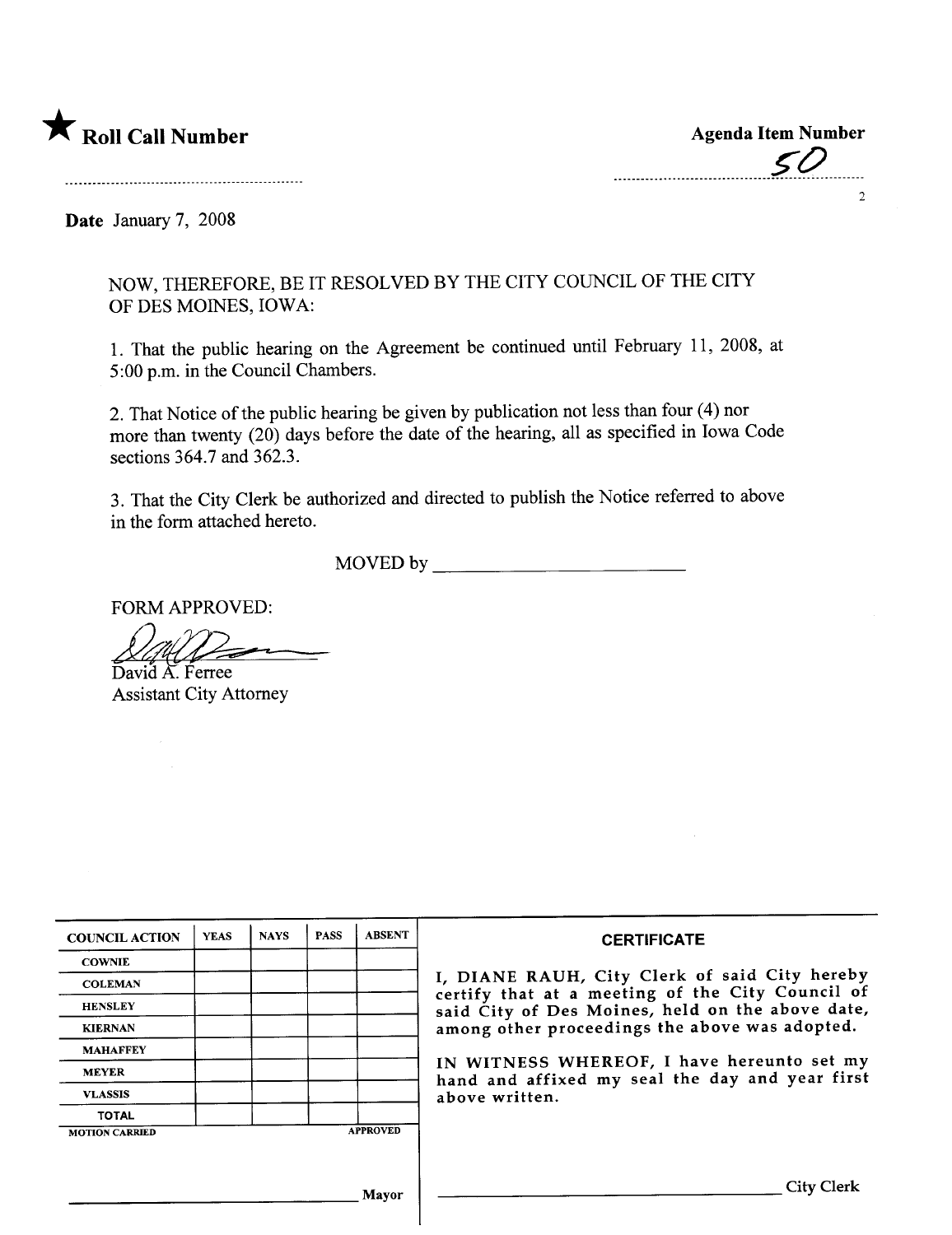★ **Roll Call Number**

..........................................................

**Agenda Item Number**

50

**Date** January 7, 2008

NOW, THEREFORE, BE IT RESOLVED BY THE CITY COUNCIL OF THE CITY OF DES MOINES, IOWA:

1. That the public hearing on the Agreement be continued until February 11, 2008, at 5:00 p.m. in the Council Chambers.

2. That Notice of the public hearing be given by publication not less than four (4) nor more than twenty (20) days before the date of the hearing, all as specified in Iowa Code sections 364.7 and 362.3.

3. That the City Clerk be authorized and directed to publish the Notice referred to above in the form attached hereto.

MOVED by ____________________________

FORM APPROVED:

David A. Ferree
Assistant City Attorney

| COUNCIL ACTION | YEAS | NAYS | PASS | ABSENT |
| --- | --- | --- | --- | --- |
| COWNIE | | | | |
| COLEMAN | | | | |
| HENSLEY | | | | |
| KIERNAN | | | | |
| MAHAFFEY | | | | |
| MEYER | | | | |
| VLASSIS | | | | |
| TOTAL | | | | |
| MOTION CARRIED | | | | APPROVED |

______________________________ Mayor

**CERTIFICATE**

I, DIANE RAUH, City Clerk of said City hereby certify that at a meeting of the City Council of said City of Des Moines, held on the above date, among other proceedings the above was adopted.

IN WITNESS WHEREOF, I have hereunto set my hand and affixed my seal the day and year first above written.

______________________________ City Clerk